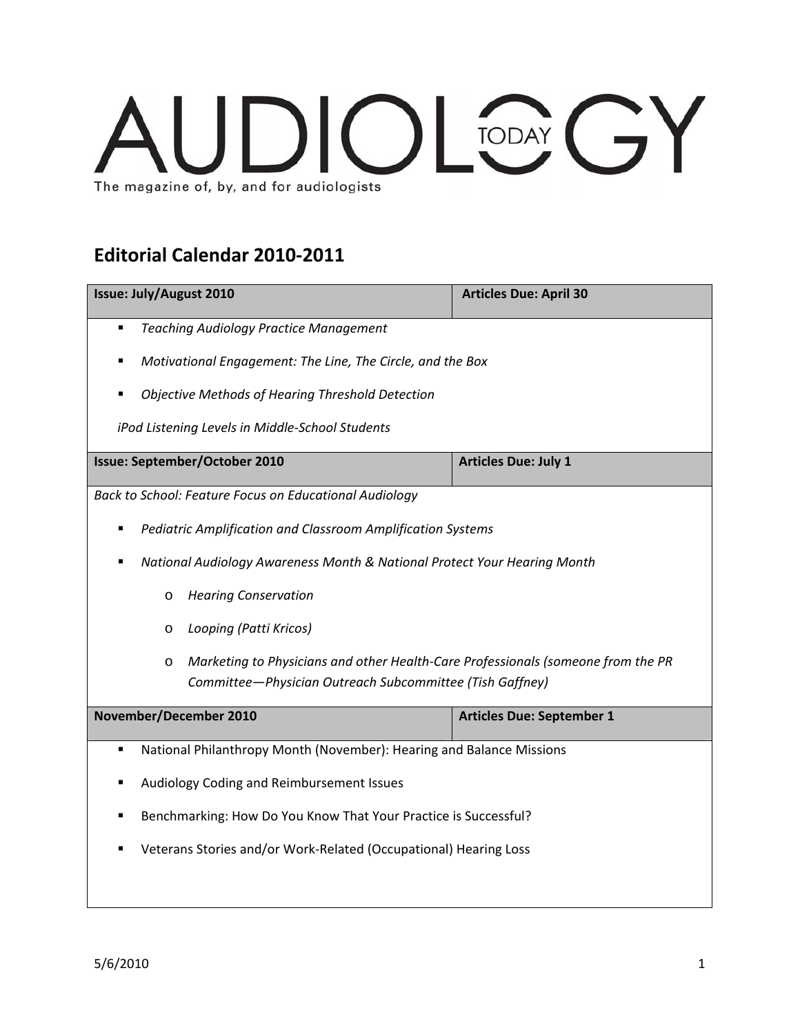# AUDIOLOGY TODAY

The magazine of, by, and for audiologists

## Editorial Calendar 2010-2011

| Issue: July/August 2010 | Articles Due: April 30 |
|---|---|

- *Teaching Audiology Practice Management*
- *Motivational Engagement: The Line, The Circle, and the Box*
- *Objective Methods of Hearing Threshold Detection*

*iPod Listening Levels in Middle-School Students*

| Issue: September/October 2010 | Articles Due: July 1 |
|---|---|

*Back to School: Feature Focus on Educational Audiology*

- *Pediatric Amplification and Classroom Amplification Systems*
- *National Audiology Awareness Month & National Protect Your Hearing Month*
  - *Hearing Conservation*
  - *Looping (Patti Kricos)*
  - *Marketing to Physicians and other Health-Care Professionals (someone from the PR Committee—Physician Outreach Subcommittee (Tish Gaffney)*

| November/December 2010 | Articles Due: September 1 |
|---|---|

- National Philanthropy Month (November): Hearing and Balance Missions
- Audiology Coding and Reimbursement Issues
- Benchmarking: How Do You Know That Your Practice is Successful?
- Veterans Stories and/or Work-Related (Occupational) Hearing Loss

5/6/2010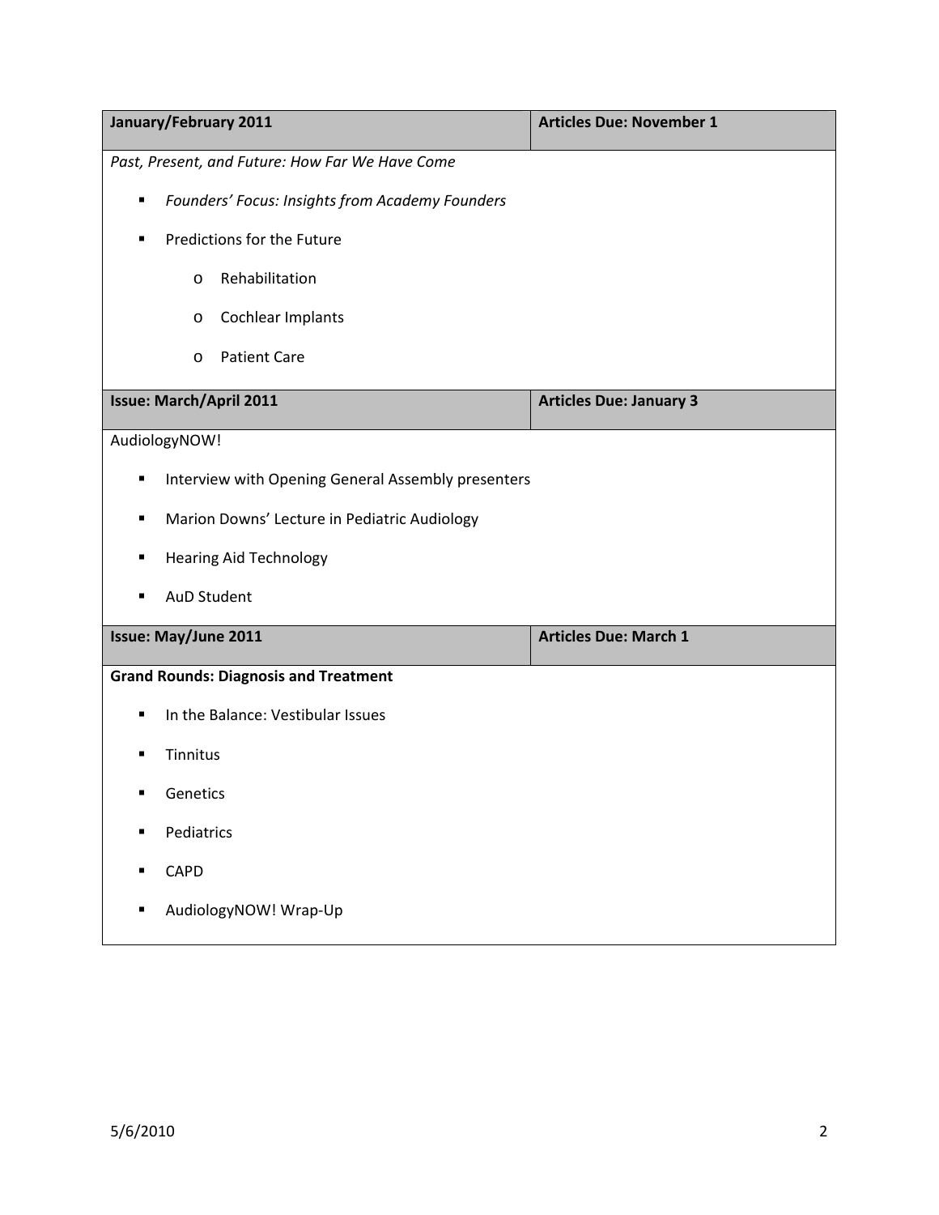| January/February 2011 | Articles Due: November 1 |
|---|---|

*Past, Present, and Future: How Far We Have Come*

- *Founders' Focus: Insights from Academy Founders*
- Predictions for the Future
  - Rehabilitation
  - Cochlear Implants
  - Patient Care

| Issue: March/April 2011 | Articles Due: January 3 |
|---|---|

AudiologyNOW!

- Interview with Opening General Assembly presenters
- Marion Downs' Lecture in Pediatric Audiology
- Hearing Aid Technology
- AuD Student

| Issue: May/June 2011 | Articles Due: March 1 |
|---|---|

**Grand Rounds: Diagnosis and Treatment**

- In the Balance: Vestibular Issues
- Tinnitus
- Genetics
- Pediatrics
- CAPD
- AudiologyNOW! Wrap-Up

5/6/2010